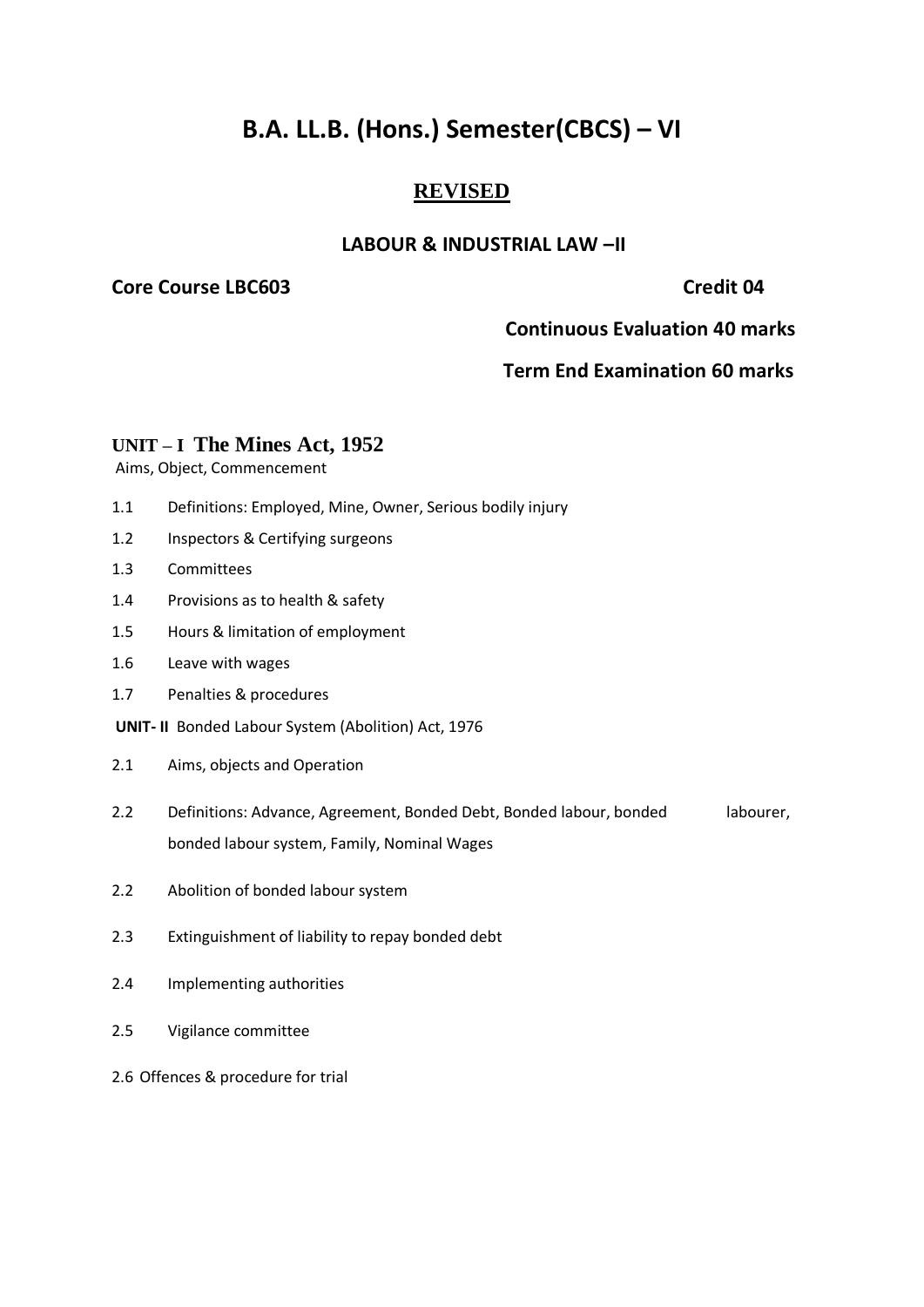# B.A. LL.B. (Hons.) Semester(CBCS) – VI

## REVISED

### LABOUR & INDUSTRIAL LAW –II

**Core Course LBC603** **Credit 04**

**Continuous Evaluation 40 marks**

**Term End Examination 60 marks**

**UNIT – I The Mines Act, 1952**

Aims, Object, Commencement

1.1 Definitions: Employed, Mine, Owner, Serious bodily injury

1.2 Inspectors & Certifying surgeons

1.3 Committees

1.4 Provisions as to health & safety

1.5 Hours & limitation of employment

1.6 Leave with wages

1.7 Penalties & procedures

**UNIT- II** Bonded Labour System (Abolition) Act, 1976

2.1 Aims, objects and Operation

2.2 Definitions: Advance, Agreement, Bonded Debt, Bonded labour, bonded labourer, bonded labour system, Family, Nominal Wages

2.2 Abolition of bonded labour system

2.3 Extinguishment of liability to repay bonded debt

2.4 Implementing authorities

2.5 Vigilance committee

2.6 Offences & procedure for trial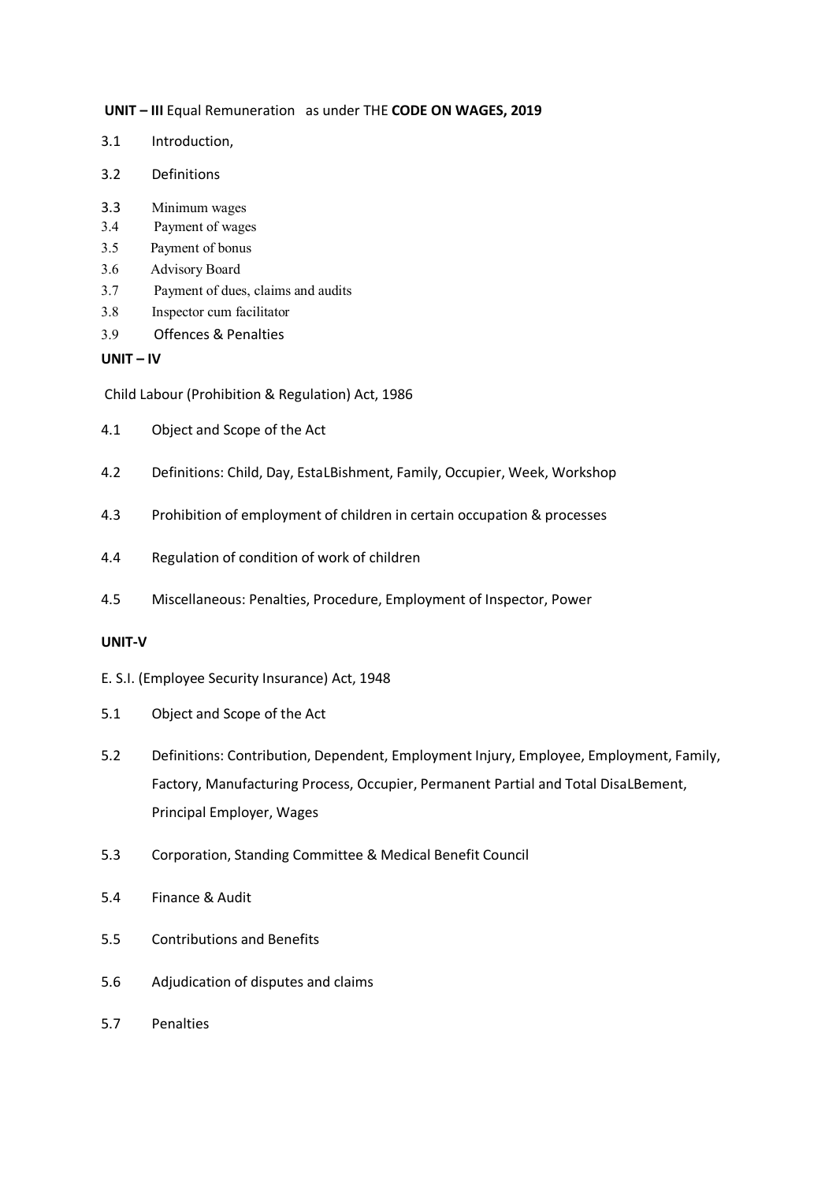**UNIT – III** Equal Remuneration as under THE **CODE ON WAGES, 2019**

3.1 Introduction,

3.2 Definitions

3.3 Minimum wages

3.4 Payment of wages

3.5 Payment of bonus

3.6 Advisory Board

3.7 Payment of dues, claims and audits

3.8 Inspector cum facilitator

3.9 Offences & Penalties

**UNIT – IV**

Child Labour (Prohibition & Regulation) Act, 1986

4.1 Object and Scope of the Act

4.2 Definitions: Child, Day, EstaLBishment, Family, Occupier, Week, Workshop

4.3 Prohibition of employment of children in certain occupation & processes

4.4 Regulation of condition of work of children

4.5 Miscellaneous: Penalties, Procedure, Employment of Inspector, Power

**UNIT-V**

E. S.I. (Employee Security Insurance) Act, 1948

5.1 Object and Scope of the Act

5.2 Definitions: Contribution, Dependent, Employment Injury, Employee, Employment, Family, Factory, Manufacturing Process, Occupier, Permanent Partial and Total DisaLBement, Principal Employer, Wages

5.3 Corporation, Standing Committee & Medical Benefit Council

5.4 Finance & Audit

5.5 Contributions and Benefits

5.6 Adjudication of disputes and claims

5.7 Penalties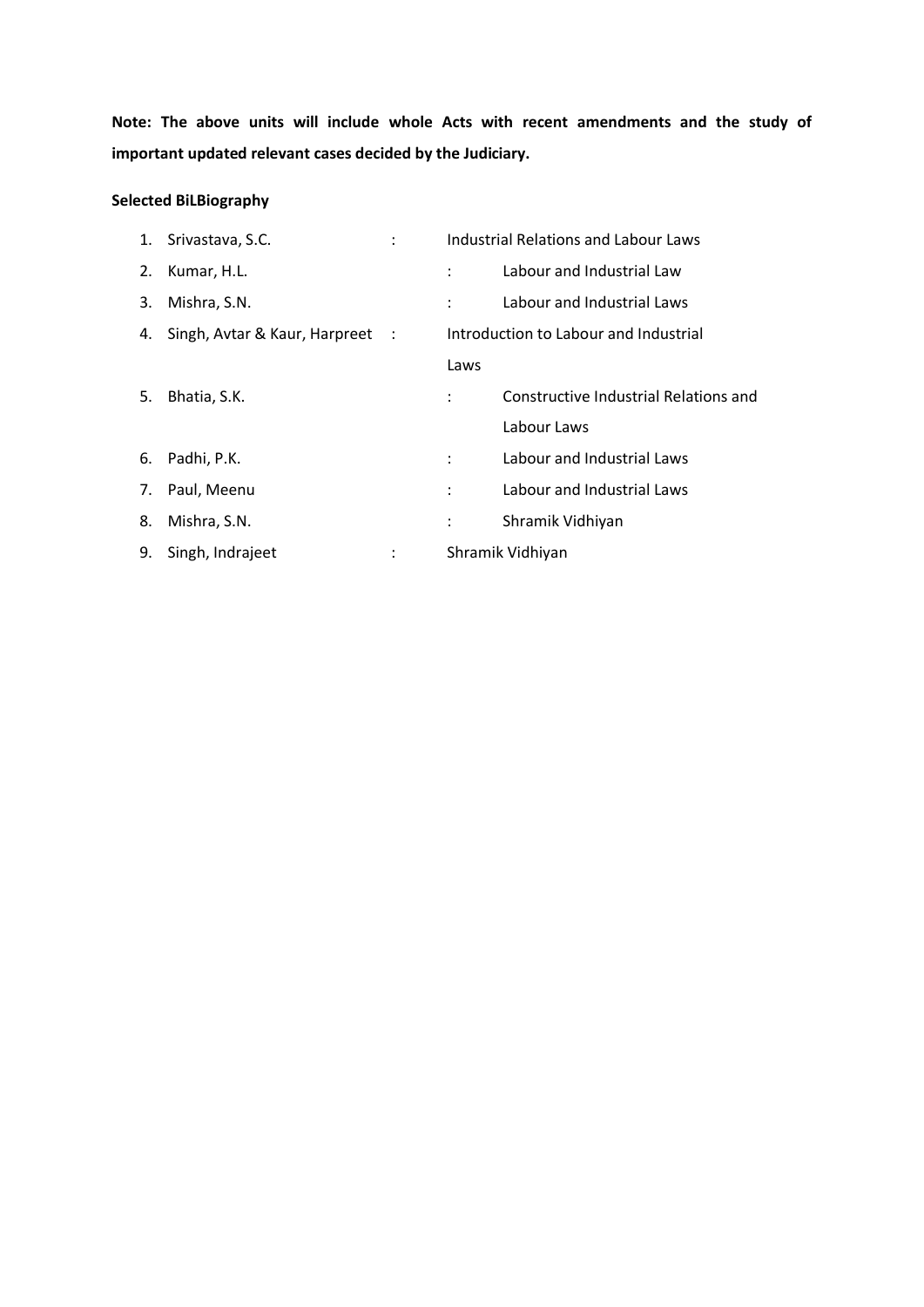**Note: The above units will include whole Acts with recent amendments and the study of important updated relevant cases decided by the Judiciary.**

**Selected BiLBiography**

1. Srivastava, S.C. : Industrial Relations and Labour Laws
2. Kumar, H.L. : Labour and Industrial Law
3. Mishra, S.N. : Labour and Industrial Laws
4. Singh, Avtar & Kaur, Harpreet : Introduction to Labour and Industrial Laws
5. Bhatia, S.K. : Constructive Industrial Relations and Labour Laws
6. Padhi, P.K. : Labour and Industrial Laws
7. Paul, Meenu : Labour and Industrial Laws
8. Mishra, S.N. : Shramik Vidhiyan
9. Singh, Indrajeet : Shramik Vidhiyan